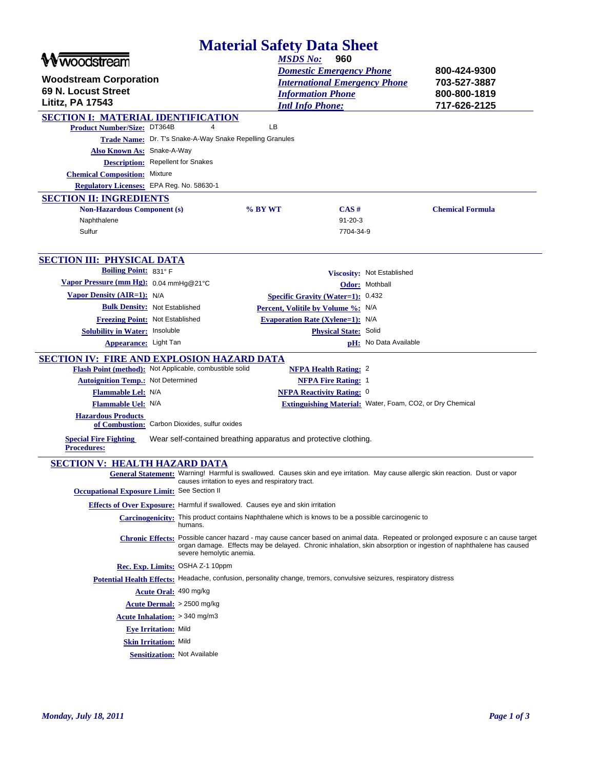# Material Safety Data Sheet

**Woodstream Corporation**
**69 N. Locust Street**
**Lititz, PA 17543**

| | |
|---|---|
| *MSDS No:* | **960** |
| *Domestic Emergency Phone* | **800-424-9300** |
| *International Emergency Phone* | **703-527-3887** |
| *Information Phone* | **800-800-1819** |
| *Intl Info Phone:* | **717-626-2125** |

## SECTION I: MATERIAL IDENTIFICATION

**Product Number/Size:** DT364B 4 LB

**Trade Name:** Dr. T's Snake-A-Way Snake Repelling Granules

**Also Known As:** Snake-A-Way

**Description:** Repellent for Snakes

**Chemical Composition:** Mixture

**Regulatory Licenses:** EPA Reg. No. 58630-1

## SECTION II: INGREDIENTS

| Non-Hazardous Component (s) | % BY WT | CAS # | Chemical Formula |
|---|---|---|---|
| Naphthalene | | 91-20-3 | |
| Sulfur | | 7704-34-9 | |

## SECTION III: PHYSICAL DATA

**Boiling Point:** 831° F

**Vapor Pressure (mm Hg):** 0.04 mmHg@21°C

**Vapor Density (AIR=1):** N/A

**Bulk Density:** Not Established

**Freezing Point:** Not Established

**Solubility in Water:** Insoluble

**Appearance:** Light Tan

**Viscosity:** Not Established

**Odor:** Mothball

**Specific Gravity (Water=1):** 0.432

**Percent, Volitile by Volume %:** N/A

**Evaporation Rate (Xylene=1):** N/A

**Physical State:** Solid

**pH:** No Data Available

## SECTION IV: FIRE AND EXPLOSION HAZARD DATA

**Flash Point (method):** Not Applicable, combustible solid

**Autoignition Temp.:** Not Determined

**Flammable Lel:** N/A

**Flammable Uel:** N/A

**NFPA Health Rating:** 2

**NFPA Fire Rating:** 1

**NFPA Reactivity Rating:** 0

**Extinguishing Material:** Water, Foam, CO2, or Dry Chemical

**Hazardous Products of Combustion:** Carbon Dioxides, sulfur oxides

**Special Fire Fighting Procedures:** Wear self-contained breathing apparatus and protective clothing.

## SECTION V: HEALTH HAZARD DATA

**General Statement:** Warning! Harmful is swallowed. Causes skin and eye irritation. May cause allergic skin reaction. Dust or vapor causes irritation to eyes and respiratory tract.

**Occupational Exposure Limit:** See Section II

**Effects of Over Exposure:** Harmful if swallowed. Causes eye and skin irritation

**Carcinogenicity:** This product contains Naphthalene which is knows to be a possible carcinogenic to humans.

**Chronic Effects:** Possible cancer hazard - may cause cancer based on animal data. Repeated or prolonged exposure c an cause target organ damage. Effects may be delayed. Chronic inhalation, skin absorption or ingestion of naphthalene has caused severe hemolytic anemia.

**Rec. Exp. Limits:** OSHA Z-1 10ppm

**Potential Health Effects:** Headache, confusion, personality change, tremors, convulsive seizures, respiratory distress

**Acute Oral:** 490 mg/kg

**Acute Dermal:** > 2500 mg/kg

**Acute Inhalation:** > 340 mg/m3

**Eye Irritation:** Mild

**Skin Irritation:** Mild

**Sensitization:** Not Available

*Monday, July 18, 2011*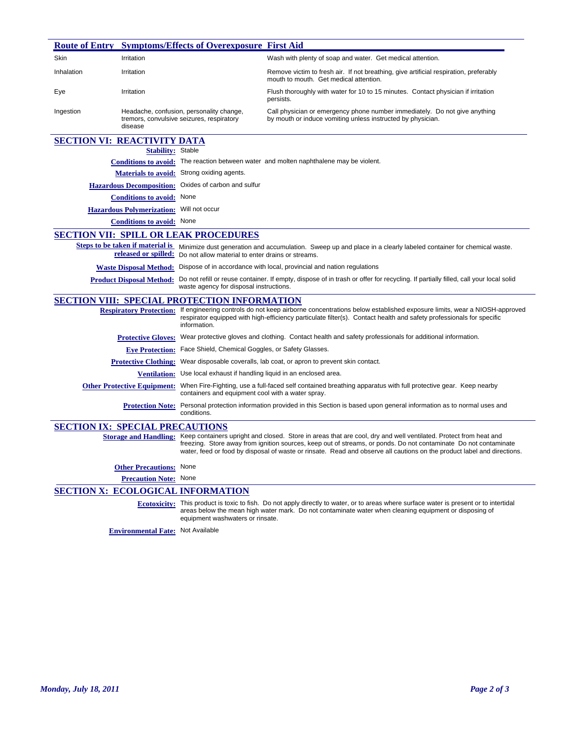| Route of Entry | Symptoms/Effects of Overexposure | First Aid |
| --- | --- | --- |
| Skin | Irritation | Wash with plenty of soap and water. Get medical attention. |
| Inhalation | Irritation | Remove victim to fresh air. If not breathing, give artificial respiration, preferably mouth to mouth. Get medical attention. |
| Eye | Irritation | Flush thoroughly with water for 10 to 15 minutes. Contact physician if irritation persists. |
| Ingestion | Headache, confusion, personality change, tremors, convulsive seizures, respiratory disease | Call physician or emergency phone number immediately. Do not give anything by mouth or induce vomiting unless instructed by physician. |

## SECTION VI: REACTIVITY DATA

**Stability:** Stable

**Conditions to avoid:** The reaction between water and molten naphthalene may be violent.

**Materials to avoid:** Strong oxidizing agents.

**Hazardous Decomposition:** Oxides of carbon and sulfur

**Conditions to avoid:** None

**Hazardous Polymerization:** Will not occur

**Conditions to avoid:** None

## SECTION VII: SPILL OR LEAK PROCEDURES

**Steps to be taken if material is released or spilled:** Minimize dust generation and accumulation. Sweep up and place in a clearly labeled container for chemical waste. Do not allow material to enter drains or streams.

**Waste Disposal Method:** Dispose of in accordance with local, provincial and nation regulations

**Product Disposal Method:** Do not refill or reuse container. If empty, dispose of in trash or offer for recycling. If partially filled, call your local solid waste agency for disposal instructions.

## SECTION VIII: SPECIAL PROTECTION INFORMATION

**Respiratory Protection:** If engineering controls do not keep airborne concentrations below established exposure limits, wear a NIOSH-approved respirator equipped with high-efficiency particulate filter(s). Contact health and safety professionals for specific information.

**Protective Gloves:** Wear protective gloves and clothing. Contact health and safety professionals for additional information.

**Eye Protection:** Face Shield, Chemical Goggles, or Safety Glasses.

**Protective Clothing:** Wear disposable coveralls, lab coat, or apron to prevent skin contact.

**Ventilation:** Use local exhaust if handling liquid in an enclosed area.

**Other Protective Equipment:** When Fire-Fighting, use a full-faced self contained breathing apparatus with full protective gear. Keep nearby containers and equipment cool with a water spray.

**Protection Note:** Personal protection information provided in this Section is based upon general information as to normal uses and conditions.

## SECTION IX: SPECIAL PRECAUTIONS

**Storage and Handling:** Keep containers upright and closed. Store in areas that are cool, dry and well ventilated. Protect from heat and freezing. Store away from ignition sources, keep out of streams, or ponds. Do not contaminate Do not contaminate water, feed or food by disposal of waste or rinsate. Read and observe all cautions on the product label and directions.

**Other Precautions:** None

**Precaution Note:** None

## SECTION X: ECOLOGICAL INFORMATION

**Ecotoxicity:** This product is toxic to fish. Do not apply directly to water, or to areas where surface water is present or to intertidal areas below the mean high water mark. Do not contaminate water when cleaning equipment or disposing of equipment washwaters or rinsate.

**Environmental Fate:** Not Available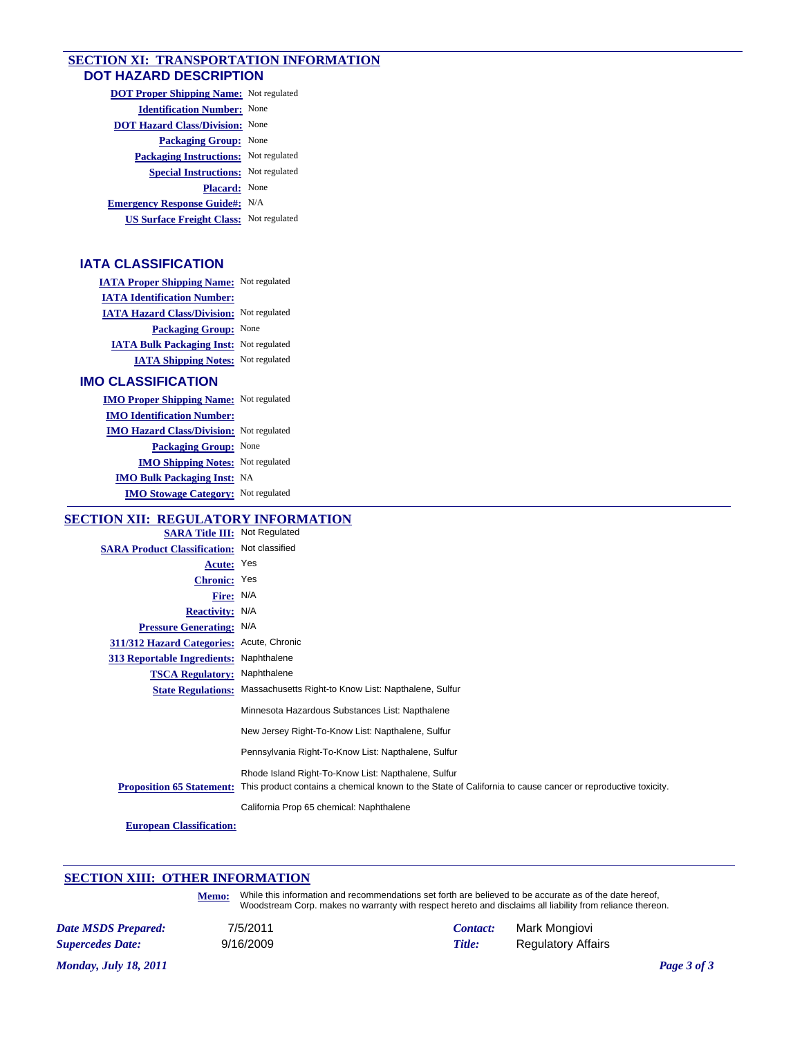## SECTION XI: TRANSPORTATION INFORMATION

### DOT HAZARD DESCRIPTION

**DOT Proper Shipping Name:** Not regulated
**Identification Number:** None
**DOT Hazard Class/Division:** None
**Packaging Group:** None
**Packaging Instructions:** Not regulated
**Special Instructions:** Not regulated
**Placard:** None
**Emergency Response Guide#:** N/A
**US Surface Freight Class:** Not regulated

### IATA CLASSIFICATION

**IATA Proper Shipping Name:** Not regulated
**IATA Identification Number:**
**IATA Hazard Class/Division:** Not regulated
**Packaging Group:** None
**IATA Bulk Packaging Inst:** Not regulated
**IATA Shipping Notes:** Not regulated

### IMO CLASSIFICATION

**IMO Proper Shipping Name:** Not regulated
**IMO Identification Number:**
**IMO Hazard Class/Division:** Not regulated
**Packaging Group:** None
**IMO Shipping Notes:** Not regulated
**IMO Bulk Packaging Inst:** NA
**IMO Stowage Category:** Not regulated

## SECTION XII: REGULATORY INFORMATION

**SARA Title III:** Not Regulated
**SARA Product Classification:** Not classified
**Acute:** Yes
**Chronic:** Yes
**Fire:** N/A
**Reactivity:** N/A
**Pressure Generating:** N/A
**311/312 Hazard Categories:** Acute, Chronic
**313 Reportable Ingredients:** Naphthalene
**TSCA Regulatory:** Naphthalene
**State Regulations:** Massachusetts Right-to Know List: Napthalene, Sulfur

Minnesota Hazardous Substances List: Napthalene

New Jersey Right-To-Know List: Napthalene, Sulfur

Pennsylvania Right-To-Know List: Napthalene, Sulfur

Rhode Island Right-To-Know List: Napthalene, Sulfur

**Proposition 65 Statement:** This product contains a chemical known to the State of California to cause cancer or reproductive toxicity.

California Prop 65 chemical: Naphthalene

**European Classification:**

## SECTION XIII: OTHER INFORMATION

**Memo:** While this information and recommendations set forth are believed to be accurate as of the date hereof, Woodstream Corp. makes no warranty with respect hereto and disclaims all liability from reliance thereon.

***Date MSDS Prepared:*** 7/5/2011
***Supercedes Date:*** 9/16/2009
***Contact:*** Mark Mongiovi
***Title:*** Regulatory Affairs

***Monday, July 18, 2011***